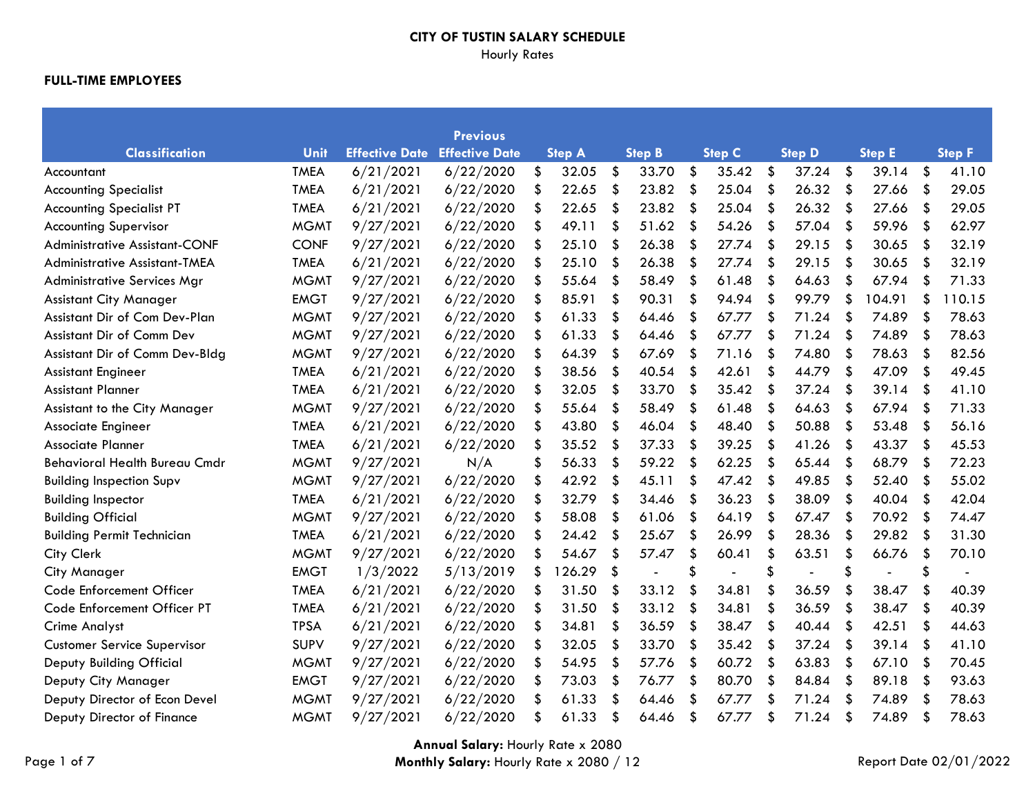# CITY OF TUSTIN SALARY SCHEDULE

Hourly Rates

**FULL-TIME EMPLOYEES**

| Classification | Unit | Effective Date | Previous Effective Date | Step A | Step B | Step C | Step D | Step E | Step F |
|---|---|---|---|---|---|---|---|---|---|
| Accountant | TMEA | 6/21/2021 | 6/22/2020 | $ 32.05 | $ 33.70 | $ 35.42 | $ 37.24 | $ 39.14 | $ 41.10 |
| Accounting Specialist | TMEA | 6/21/2021 | 6/22/2020 | $ 22.65 | $ 23.82 | $ 25.04 | $ 26.32 | $ 27.66 | $ 29.05 |
| Accounting Specialist PT | TMEA | 6/21/2021 | 6/22/2020 | $ 22.65 | $ 23.82 | $ 25.04 | $ 26.32 | $ 27.66 | $ 29.05 |
| Accounting Supervisor | MGMT | 9/27/2021 | 6/22/2020 | $ 49.11 | $ 51.62 | $ 54.26 | $ 57.04 | $ 59.96 | $ 62.97 |
| Administrative Assistant-CONF | CONF | 9/27/2021 | 6/22/2020 | $ 25.10 | $ 26.38 | $ 27.74 | $ 29.15 | $ 30.65 | $ 32.19 |
| Administrative Assistant-TMEA | TMEA | 6/21/2021 | 6/22/2020 | $ 25.10 | $ 26.38 | $ 27.74 | $ 29.15 | $ 30.65 | $ 32.19 |
| Administrative Services Mgr | MGMT | 9/27/2021 | 6/22/2020 | $ 55.64 | $ 58.49 | $ 61.48 | $ 64.63 | $ 67.94 | $ 71.33 |
| Assistant City Manager | EMGT | 9/27/2021 | 6/22/2020 | $ 85.91 | $ 90.31 | $ 94.94 | $ 99.79 | $ 104.91 | $ 110.15 |
| Assistant Dir of Com Dev-Plan | MGMT | 9/27/2021 | 6/22/2020 | $ 61.33 | $ 64.46 | $ 67.77 | $ 71.24 | $ 74.89 | $ 78.63 |
| Assistant Dir of Comm Dev | MGMT | 9/27/2021 | 6/22/2020 | $ 61.33 | $ 64.46 | $ 67.77 | $ 71.24 | $ 74.89 | $ 78.63 |
| Assistant Dir of Comm Dev-Bldg | MGMT | 9/27/2021 | 6/22/2020 | $ 64.39 | $ 67.69 | $ 71.16 | $ 74.80 | $ 78.63 | $ 82.56 |
| Assistant Engineer | TMEA | 6/21/2021 | 6/22/2020 | $ 38.56 | $ 40.54 | $ 42.61 | $ 44.79 | $ 47.09 | $ 49.45 |
| Assistant Planner | TMEA | 6/21/2021 | 6/22/2020 | $ 32.05 | $ 33.70 | $ 35.42 | $ 37.24 | $ 39.14 | $ 41.10 |
| Assistant to the City Manager | MGMT | 9/27/2021 | 6/22/2020 | $ 55.64 | $ 58.49 | $ 61.48 | $ 64.63 | $ 67.94 | $ 71.33 |
| Associate Engineer | TMEA | 6/21/2021 | 6/22/2020 | $ 43.80 | $ 46.04 | $ 48.40 | $ 50.88 | $ 53.48 | $ 56.16 |
| Associate Planner | TMEA | 6/21/2021 | 6/22/2020 | $ 35.52 | $ 37.33 | $ 39.25 | $ 41.26 | $ 43.37 | $ 45.53 |
| Behavioral Health Bureau Cmdr | MGMT | 9/27/2021 | N/A | $ 56.33 | $ 59.22 | $ 62.25 | $ 65.44 | $ 68.79 | $ 72.23 |
| Building Inspection Supv | MGMT | 9/27/2021 | 6/22/2020 | $ 42.92 | $ 45.11 | $ 47.42 | $ 49.85 | $ 52.40 | $ 55.02 |
| Building Inspector | TMEA | 6/21/2021 | 6/22/2020 | $ 32.79 | $ 34.46 | $ 36.23 | $ 38.09 | $ 40.04 | $ 42.04 |
| Building Official | MGMT | 9/27/2021 | 6/22/2020 | $ 58.08 | $ 61.06 | $ 64.19 | $ 67.47 | $ 70.92 | $ 74.47 |
| Building Permit Technician | TMEA | 6/21/2021 | 6/22/2020 | $ 24.42 | $ 25.67 | $ 26.99 | $ 28.36 | $ 29.82 | $ 31.30 |
| City Clerk | MGMT | 9/27/2021 | 6/22/2020 | $ 54.67 | $ 57.47 | $ 60.41 | $ 63.51 | $ 66.76 | $ 70.10 |
| City Manager | EMGT | 1/3/2022 | 5/13/2019 | $ 126.29 | $ - | $ - | $ - | $ - | $ - |
| Code Enforcement Officer | TMEA | 6/21/2021 | 6/22/2020 | $ 31.50 | $ 33.12 | $ 34.81 | $ 36.59 | $ 38.47 | $ 40.39 |
| Code Enforcement Officer PT | TMEA | 6/21/2021 | 6/22/2020 | $ 31.50 | $ 33.12 | $ 34.81 | $ 36.59 | $ 38.47 | $ 40.39 |
| Crime Analyst | TPSA | 6/21/2021 | 6/22/2020 | $ 34.81 | $ 36.59 | $ 38.47 | $ 40.44 | $ 42.51 | $ 44.63 |
| Customer Service Supervisor | SUPV | 9/27/2021 | 6/22/2020 | $ 32.05 | $ 33.70 | $ 35.42 | $ 37.24 | $ 39.14 | $ 41.10 |
| Deputy Building Official | MGMT | 9/27/2021 | 6/22/2020 | $ 54.95 | $ 57.76 | $ 60.72 | $ 63.83 | $ 67.10 | $ 70.45 |
| Deputy City Manager | EMGT | 9/27/2021 | 6/22/2020 | $ 73.03 | $ 76.77 | $ 80.70 | $ 84.84 | $ 89.18 | $ 93.63 |
| Deputy Director of Econ Devel | MGMT | 9/27/2021 | 6/22/2020 | $ 61.33 | $ 64.46 | $ 67.77 | $ 71.24 | $ 74.89 | $ 78.63 |
| Deputy Director of Finance | MGMT | 9/27/2021 | 6/22/2020 | $ 61.33 | $ 64.46 | $ 67.77 | $ 71.24 | $ 74.89 | $ 78.63 |

**Annual Salary:** Hourly Rate x 2080
**Monthly Salary:** Hourly Rate x 2080 / 12

Report Date 02/01/2022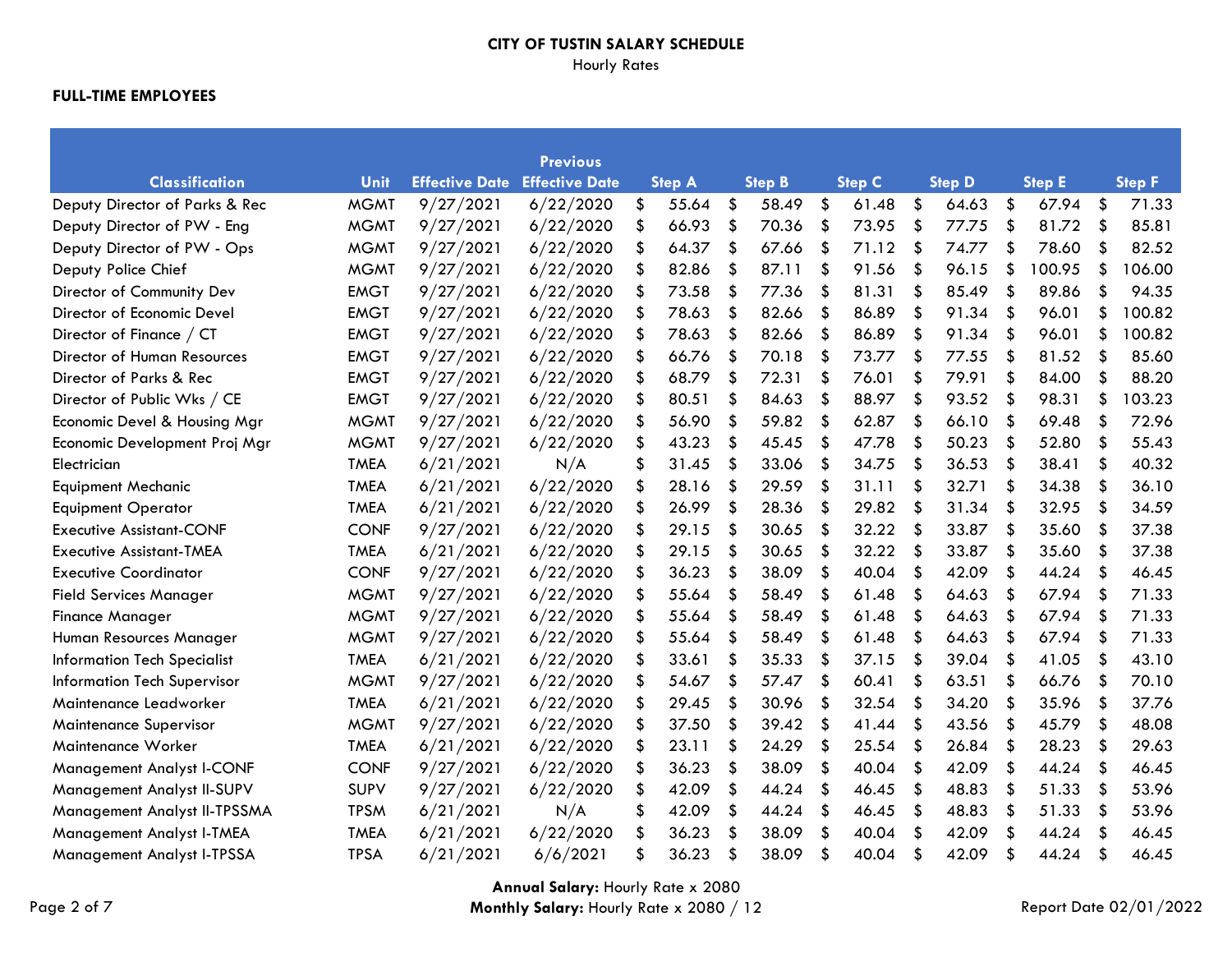**CITY OF TUSTIN SALARY SCHEDULE**

Hourly Rates

**FULL-TIME EMPLOYEES**

| Classification | Unit | Effective Date | Previous Effective Date | Step A | Step B | Step C | Step D | Step E | Step F |
|---|---|---|---|---|---|---|---|---|---|
| Deputy Director of Parks & Rec | MGMT | 9/27/2021 | 6/22/2020 | $ 55.64 | $ 58.49 | $ 61.48 | $ 64.63 | $ 67.94 | $ 71.33 |
| Deputy Director of PW - Eng | MGMT | 9/27/2021 | 6/22/2020 | $ 66.93 | $ 70.36 | $ 73.95 | $ 77.75 | $ 81.72 | $ 85.81 |
| Deputy Director of PW - Ops | MGMT | 9/27/2021 | 6/22/2020 | $ 64.37 | $ 67.66 | $ 71.12 | $ 74.77 | $ 78.60 | $ 82.52 |
| Deputy Police Chief | MGMT | 9/27/2021 | 6/22/2020 | $ 82.86 | $ 87.11 | $ 91.56 | $ 96.15 | $ 100.95 | $ 106.00 |
| Director of Community Dev | EMGT | 9/27/2021 | 6/22/2020 | $ 73.58 | $ 77.36 | $ 81.31 | $ 85.49 | $ 89.86 | $ 94.35 |
| Director of Economic Devel | EMGT | 9/27/2021 | 6/22/2020 | $ 78.63 | $ 82.66 | $ 86.89 | $ 91.34 | $ 96.01 | $ 100.82 |
| Director of Finance / CT | EMGT | 9/27/2021 | 6/22/2020 | $ 78.63 | $ 82.66 | $ 86.89 | $ 91.34 | $ 96.01 | $ 100.82 |
| Director of Human Resources | EMGT | 9/27/2021 | 6/22/2020 | $ 66.76 | $ 70.18 | $ 73.77 | $ 77.55 | $ 81.52 | $ 85.60 |
| Director of Parks & Rec | EMGT | 9/27/2021 | 6/22/2020 | $ 68.79 | $ 72.31 | $ 76.01 | $ 79.91 | $ 84.00 | $ 88.20 |
| Director of Public Wks / CE | EMGT | 9/27/2021 | 6/22/2020 | $ 80.51 | $ 84.63 | $ 88.97 | $ 93.52 | $ 98.31 | $ 103.23 |
| Economic Devel & Housing Mgr | MGMT | 9/27/2021 | 6/22/2020 | $ 56.90 | $ 59.82 | $ 62.87 | $ 66.10 | $ 69.48 | $ 72.96 |
| Economic Development Proj Mgr | MGMT | 9/27/2021 | 6/22/2020 | $ 43.23 | $ 45.45 | $ 47.78 | $ 50.23 | $ 52.80 | $ 55.43 |
| Electrician | TMEA | 6/21/2021 | N/A | $ 31.45 | $ 33.06 | $ 34.75 | $ 36.53 | $ 38.41 | $ 40.32 |
| Equipment Mechanic | TMEA | 6/21/2021 | 6/22/2020 | $ 28.16 | $ 29.59 | $ 31.11 | $ 32.71 | $ 34.38 | $ 36.10 |
| Equipment Operator | TMEA | 6/21/2021 | 6/22/2020 | $ 26.99 | $ 28.36 | $ 29.82 | $ 31.34 | $ 32.95 | $ 34.59 |
| Executive Assistant-CONF | CONF | 9/27/2021 | 6/22/2020 | $ 29.15 | $ 30.65 | $ 32.22 | $ 33.87 | $ 35.60 | $ 37.38 |
| Executive Assistant-TMEA | TMEA | 6/21/2021 | 6/22/2020 | $ 29.15 | $ 30.65 | $ 32.22 | $ 33.87 | $ 35.60 | $ 37.38 |
| Executive Coordinator | CONF | 9/27/2021 | 6/22/2020 | $ 36.23 | $ 38.09 | $ 40.04 | $ 42.09 | $ 44.24 | $ 46.45 |
| Field Services Manager | MGMT | 9/27/2021 | 6/22/2020 | $ 55.64 | $ 58.49 | $ 61.48 | $ 64.63 | $ 67.94 | $ 71.33 |
| Finance Manager | MGMT | 9/27/2021 | 6/22/2020 | $ 55.64 | $ 58.49 | $ 61.48 | $ 64.63 | $ 67.94 | $ 71.33 |
| Human Resources Manager | MGMT | 9/27/2021 | 6/22/2020 | $ 55.64 | $ 58.49 | $ 61.48 | $ 64.63 | $ 67.94 | $ 71.33 |
| Information Tech Specialist | TMEA | 6/21/2021 | 6/22/2020 | $ 33.61 | $ 35.33 | $ 37.15 | $ 39.04 | $ 41.05 | $ 43.10 |
| Information Tech Supervisor | MGMT | 9/27/2021 | 6/22/2020 | $ 54.67 | $ 57.47 | $ 60.41 | $ 63.51 | $ 66.76 | $ 70.10 |
| Maintenance Leadworker | TMEA | 6/21/2021 | 6/22/2020 | $ 29.45 | $ 30.96 | $ 32.54 | $ 34.20 | $ 35.96 | $ 37.76 |
| Maintenance Supervisor | MGMT | 9/27/2021 | 6/22/2020 | $ 37.50 | $ 39.42 | $ 41.44 | $ 43.56 | $ 45.79 | $ 48.08 |
| Maintenance Worker | TMEA | 6/21/2021 | 6/22/2020 | $ 23.11 | $ 24.29 | $ 25.54 | $ 26.84 | $ 28.23 | $ 29.63 |
| Management Analyst I-CONF | CONF | 9/27/2021 | 6/22/2020 | $ 36.23 | $ 38.09 | $ 40.04 | $ 42.09 | $ 44.24 | $ 46.45 |
| Management Analyst II-SUPV | SUPV | 9/27/2021 | 6/22/2020 | $ 42.09 | $ 44.24 | $ 46.45 | $ 48.83 | $ 51.33 | $ 53.96 |
| Management Analyst II-TPSSMA | TPSM | 6/21/2021 | N/A | $ 42.09 | $ 44.24 | $ 46.45 | $ 48.83 | $ 51.33 | $ 53.96 |
| Management Analyst I-TMEA | TMEA | 6/21/2021 | 6/22/2020 | $ 36.23 | $ 38.09 | $ 40.04 | $ 42.09 | $ 44.24 | $ 46.45 |
| Management Analyst I-TPSSA | TPSA | 6/21/2021 | 6/6/2021 | $ 36.23 | $ 38.09 | $ 40.04 | $ 42.09 | $ 44.24 | $ 46.45 |

**Annual Salary:** Hourly Rate x 2080

**Monthly Salary:** Hourly Rate x 2080 / 12

Report Date 02/01/2022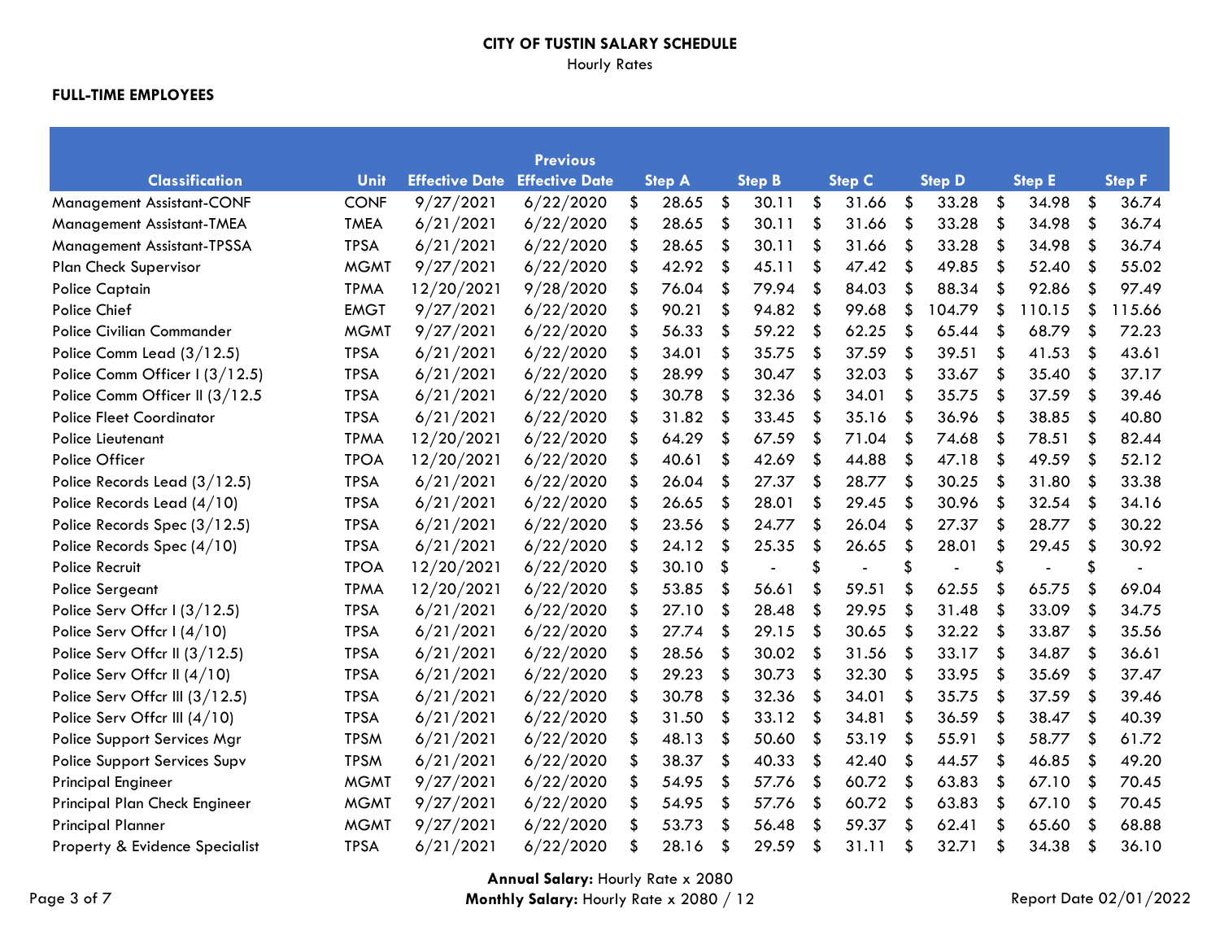# CITY OF TUSTIN SALARY SCHEDULE

Hourly Rates

**FULL-TIME EMPLOYEES**

| Classification | Unit | Effective Date | Previous Effective Date | Step A | Step B | Step C | Step D | Step E | Step F |
|---|---|---|---|---|---|---|---|---|---|
| Management Assistant-CONF | CONF | 9/27/2021 | 6/22/2020 | $ 28.65 | $ 30.11 | $ 31.66 | $ 33.28 | $ 34.98 | $ 36.74 |
| Management Assistant-TMEA | TMEA | 6/21/2021 | 6/22/2020 | $ 28.65 | $ 30.11 | $ 31.66 | $ 33.28 | $ 34.98 | $ 36.74 |
| Management Assistant-TPSSA | TPSA | 6/21/2021 | 6/22/2020 | $ 28.65 | $ 30.11 | $ 31.66 | $ 33.28 | $ 34.98 | $ 36.74 |
| Plan Check Supervisor | MGMT | 9/27/2021 | 6/22/2020 | $ 42.92 | $ 45.11 | $ 47.42 | $ 49.85 | $ 52.40 | $ 55.02 |
| Police Captain | TPMA | 12/20/2021 | 9/28/2020 | $ 76.04 | $ 79.94 | $ 84.03 | $ 88.34 | $ 92.86 | $ 97.49 |
| Police Chief | EMGT | 9/27/2021 | 6/22/2020 | $ 90.21 | $ 94.82 | $ 99.68 | $ 104.79 | $ 110.15 | $ 115.66 |
| Police Civilian Commander | MGMT | 9/27/2021 | 6/22/2020 | $ 56.33 | $ 59.22 | $ 62.25 | $ 65.44 | $ 68.79 | $ 72.23 |
| Police Comm Lead (3/12.5) | TPSA | 6/21/2021 | 6/22/2020 | $ 34.01 | $ 35.75 | $ 37.59 | $ 39.51 | $ 41.53 | $ 43.61 |
| Police Comm Officer I (3/12.5) | TPSA | 6/21/2021 | 6/22/2020 | $ 28.99 | $ 30.47 | $ 32.03 | $ 33.67 | $ 35.40 | $ 37.17 |
| Police Comm Officer II (3/12.5 | TPSA | 6/21/2021 | 6/22/2020 | $ 30.78 | $ 32.36 | $ 34.01 | $ 35.75 | $ 37.59 | $ 39.46 |
| Police Fleet Coordinator | TPSA | 6/21/2021 | 6/22/2020 | $ 31.82 | $ 33.45 | $ 35.16 | $ 36.96 | $ 38.85 | $ 40.80 |
| Police Lieutenant | TPMA | 12/20/2021 | 6/22/2020 | $ 64.29 | $ 67.59 | $ 71.04 | $ 74.68 | $ 78.51 | $ 82.44 |
| Police Officer | TPOA | 12/20/2021 | 6/22/2020 | $ 40.61 | $ 42.69 | $ 44.88 | $ 47.18 | $ 49.59 | $ 52.12 |
| Police Records Lead (3/12.5) | TPSA | 6/21/2021 | 6/22/2020 | $ 26.04 | $ 27.37 | $ 28.77 | $ 30.25 | $ 31.80 | $ 33.38 |
| Police Records Lead (4/10) | TPSA | 6/21/2021 | 6/22/2020 | $ 26.65 | $ 28.01 | $ 29.45 | $ 30.96 | $ 32.54 | $ 34.16 |
| Police Records Spec (3/12.5) | TPSA | 6/21/2021 | 6/22/2020 | $ 23.56 | $ 24.77 | $ 26.04 | $ 27.37 | $ 28.77 | $ 30.22 |
| Police Records Spec (4/10) | TPSA | 6/21/2021 | 6/22/2020 | $ 24.12 | $ 25.35 | $ 26.65 | $ 28.01 | $ 29.45 | $ 30.92 |
| Police Recruit | TPOA | 12/20/2021 | 6/22/2020 | $ 30.10 | $ - | $ - | $ - | $ - | $ - |
| Police Sergeant | TPMA | 12/20/2021 | 6/22/2020 | $ 53.85 | $ 56.61 | $ 59.51 | $ 62.55 | $ 65.75 | $ 69.04 |
| Police Serv Offcr I (3/12.5) | TPSA | 6/21/2021 | 6/22/2020 | $ 27.10 | $ 28.48 | $ 29.95 | $ 31.48 | $ 33.09 | $ 34.75 |
| Police Serv Offcr I (4/10) | TPSA | 6/21/2021 | 6/22/2020 | $ 27.74 | $ 29.15 | $ 30.65 | $ 32.22 | $ 33.87 | $ 35.56 |
| Police Serv Offcr II (3/12.5) | TPSA | 6/21/2021 | 6/22/2020 | $ 28.56 | $ 30.02 | $ 31.56 | $ 33.17 | $ 34.87 | $ 36.61 |
| Police Serv Offcr II (4/10) | TPSA | 6/21/2021 | 6/22/2020 | $ 29.23 | $ 30.73 | $ 32.30 | $ 33.95 | $ 35.69 | $ 37.47 |
| Police Serv Offcr III (3/12.5) | TPSA | 6/21/2021 | 6/22/2020 | $ 30.78 | $ 32.36 | $ 34.01 | $ 35.75 | $ 37.59 | $ 39.46 |
| Police Serv Offcr III (4/10) | TPSA | 6/21/2021 | 6/22/2020 | $ 31.50 | $ 33.12 | $ 34.81 | $ 36.59 | $ 38.47 | $ 40.39 |
| Police Support Services Mgr | TPSM | 6/21/2021 | 6/22/2020 | $ 48.13 | $ 50.60 | $ 53.19 | $ 55.91 | $ 58.77 | $ 61.72 |
| Police Support Services Supv | TPSM | 6/21/2021 | 6/22/2020 | $ 38.37 | $ 40.33 | $ 42.40 | $ 44.57 | $ 46.85 | $ 49.20 |
| Principal Engineer | MGMT | 9/27/2021 | 6/22/2020 | $ 54.95 | $ 57.76 | $ 60.72 | $ 63.83 | $ 67.10 | $ 70.45 |
| Principal Plan Check Engineer | MGMT | 9/27/2021 | 6/22/2020 | $ 54.95 | $ 57.76 | $ 60.72 | $ 63.83 | $ 67.10 | $ 70.45 |
| Principal Planner | MGMT | 9/27/2021 | 6/22/2020 | $ 53.73 | $ 56.48 | $ 59.37 | $ 62.41 | $ 65.60 | $ 68.88 |
| Property & Evidence Specialist | TPSA | 6/21/2021 | 6/22/2020 | $ 28.16 | $ 29.59 | $ 31.11 | $ 32.71 | $ 34.38 | $ 36.10 |

**Annual Salary:** Hourly Rate x 2080
**Monthly Salary:** Hourly Rate x 2080 / 12

Report Date 02/01/2022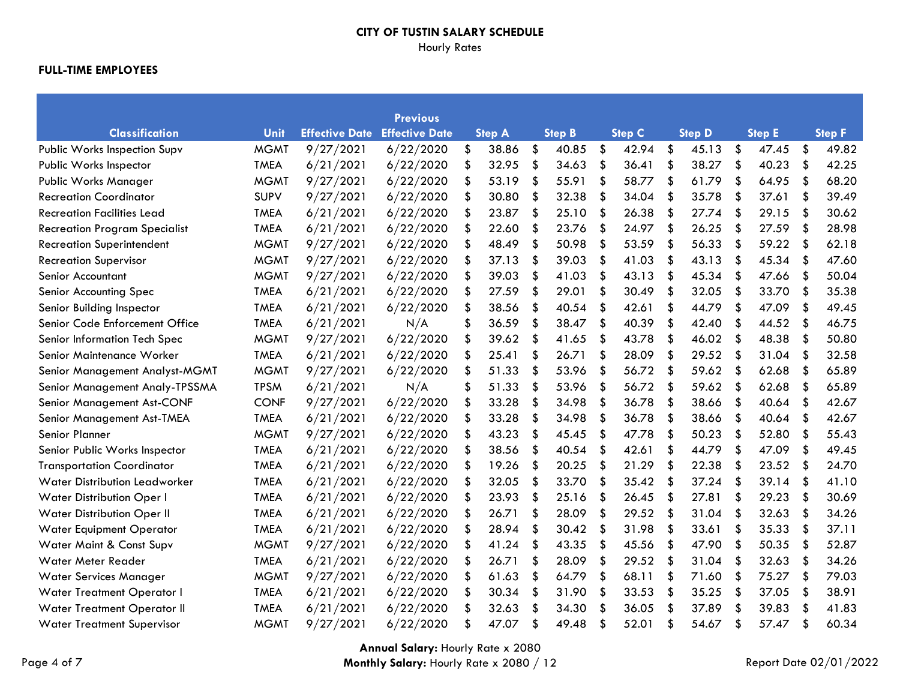# CITY OF TUSTIN SALARY SCHEDULE

Hourly Rates

**FULL-TIME EMPLOYEES**

| Classification | Unit | Effective Date | Previous Effective Date | Step A | Step B | Step C | Step D | Step E | Step F |
|---|---|---|---|---|---|---|---|---|---|
| Public Works Inspection Supv | MGMT | 9/27/2021 | 6/22/2020 | $ 38.86 | $ 40.85 | $ 42.94 | $ 45.13 | $ 47.45 | $ 49.82 |
| Public Works Inspector | TMEA | 6/21/2021 | 6/22/2020 | $ 32.95 | $ 34.63 | $ 36.41 | $ 38.27 | $ 40.23 | $ 42.25 |
| Public Works Manager | MGMT | 9/27/2021 | 6/22/2020 | $ 53.19 | $ 55.91 | $ 58.77 | $ 61.79 | $ 64.95 | $ 68.20 |
| Recreation Coordinator | SUPV | 9/27/2021 | 6/22/2020 | $ 30.80 | $ 32.38 | $ 34.04 | $ 35.78 | $ 37.61 | $ 39.49 |
| Recreation Facilities Lead | TMEA | 6/21/2021 | 6/22/2020 | $ 23.87 | $ 25.10 | $ 26.38 | $ 27.74 | $ 29.15 | $ 30.62 |
| Recreation Program Specialist | TMEA | 6/21/2021 | 6/22/2020 | $ 22.60 | $ 23.76 | $ 24.97 | $ 26.25 | $ 27.59 | $ 28.98 |
| Recreation Superintendent | MGMT | 9/27/2021 | 6/22/2020 | $ 48.49 | $ 50.98 | $ 53.59 | $ 56.33 | $ 59.22 | $ 62.18 |
| Recreation Supervisor | MGMT | 9/27/2021 | 6/22/2020 | $ 37.13 | $ 39.03 | $ 41.03 | $ 43.13 | $ 45.34 | $ 47.60 |
| Senior Accountant | MGMT | 9/27/2021 | 6/22/2020 | $ 39.03 | $ 41.03 | $ 43.13 | $ 45.34 | $ 47.66 | $ 50.04 |
| Senior Accounting Spec | TMEA | 6/21/2021 | 6/22/2020 | $ 27.59 | $ 29.01 | $ 30.49 | $ 32.05 | $ 33.70 | $ 35.38 |
| Senior Building Inspector | TMEA | 6/21/2021 | 6/22/2020 | $ 38.56 | $ 40.54 | $ 42.61 | $ 44.79 | $ 47.09 | $ 49.45 |
| Senior Code Enforcement Office | TMEA | 6/21/2021 | N/A | $ 36.59 | $ 38.47 | $ 40.39 | $ 42.40 | $ 44.52 | $ 46.75 |
| Senior Information Tech Spec | MGMT | 9/27/2021 | 6/22/2020 | $ 39.62 | $ 41.65 | $ 43.78 | $ 46.02 | $ 48.38 | $ 50.80 |
| Senior Maintenance Worker | TMEA | 6/21/2021 | 6/22/2020 | $ 25.41 | $ 26.71 | $ 28.09 | $ 29.52 | $ 31.04 | $ 32.58 |
| Senior Management Analyst-MGMT | MGMT | 9/27/2021 | 6/22/2020 | $ 51.33 | $ 53.96 | $ 56.72 | $ 59.62 | $ 62.68 | $ 65.89 |
| Senior Management Analy-TPSSMA | TPSM | 6/21/2021 | N/A | $ 51.33 | $ 53.96 | $ 56.72 | $ 59.62 | $ 62.68 | $ 65.89 |
| Senior Management Ast-CONF | CONF | 9/27/2021 | 6/22/2020 | $ 33.28 | $ 34.98 | $ 36.78 | $ 38.66 | $ 40.64 | $ 42.67 |
| Senior Management Ast-TMEA | TMEA | 6/21/2021 | 6/22/2020 | $ 33.28 | $ 34.98 | $ 36.78 | $ 38.66 | $ 40.64 | $ 42.67 |
| Senior Planner | MGMT | 9/27/2021 | 6/22/2020 | $ 43.23 | $ 45.45 | $ 47.78 | $ 50.23 | $ 52.80 | $ 55.43 |
| Senior Public Works Inspector | TMEA | 6/21/2021 | 6/22/2020 | $ 38.56 | $ 40.54 | $ 42.61 | $ 44.79 | $ 47.09 | $ 49.45 |
| Transportation Coordinator | TMEA | 6/21/2021 | 6/22/2020 | $ 19.26 | $ 20.25 | $ 21.29 | $ 22.38 | $ 23.52 | $ 24.70 |
| Water Distribution Leadworker | TMEA | 6/21/2021 | 6/22/2020 | $ 32.05 | $ 33.70 | $ 35.42 | $ 37.24 | $ 39.14 | $ 41.10 |
| Water Distribution Oper I | TMEA | 6/21/2021 | 6/22/2020 | $ 23.93 | $ 25.16 | $ 26.45 | $ 27.81 | $ 29.23 | $ 30.69 |
| Water Distribution Oper II | TMEA | 6/21/2021 | 6/22/2020 | $ 26.71 | $ 28.09 | $ 29.52 | $ 31.04 | $ 32.63 | $ 34.26 |
| Water Equipment Operator | TMEA | 6/21/2021 | 6/22/2020 | $ 28.94 | $ 30.42 | $ 31.98 | $ 33.61 | $ 35.33 | $ 37.11 |
| Water Maint & Const Supv | MGMT | 9/27/2021 | 6/22/2020 | $ 41.24 | $ 43.35 | $ 45.56 | $ 47.90 | $ 50.35 | $ 52.87 |
| Water Meter Reader | TMEA | 6/21/2021 | 6/22/2020 | $ 26.71 | $ 28.09 | $ 29.52 | $ 31.04 | $ 32.63 | $ 34.26 |
| Water Services Manager | MGMT | 9/27/2021 | 6/22/2020 | $ 61.63 | $ 64.79 | $ 68.11 | $ 71.60 | $ 75.27 | $ 79.03 |
| Water Treatment Operator I | TMEA | 6/21/2021 | 6/22/2020 | $ 30.34 | $ 31.90 | $ 33.53 | $ 35.25 | $ 37.05 | $ 38.91 |
| Water Treatment Operator II | TMEA | 6/21/2021 | 6/22/2020 | $ 32.63 | $ 34.30 | $ 36.05 | $ 37.89 | $ 39.83 | $ 41.83 |
| Water Treatment Supervisor | MGMT | 9/27/2021 | 6/22/2020 | $ 47.07 | $ 49.48 | $ 52.01 | $ 54.67 | $ 57.47 | $ 60.34 |

**Annual Salary:** Hourly Rate x 2080

**Monthly Salary:** Hourly Rate x 2080 / 12

Report Date 02/01/2022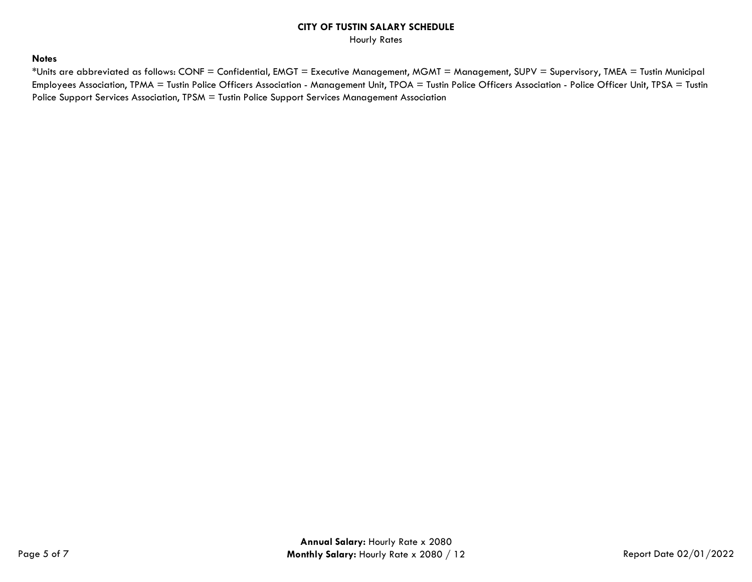**Notes**

*Units are abbreviated as follows: CONF = Confidential, EMGT = Executive Management, MGMT = Management, SUPV = Supervisory, TMEA = Tustin Municipal Employees Association, TPMA = Tustin Police Officers Association - Management Unit, TPOA = Tustin Police Officers Association - Police Officer Unit, TPSA = Tustin Police Support Services Association, TPSM = Tustin Police Support Services Management Association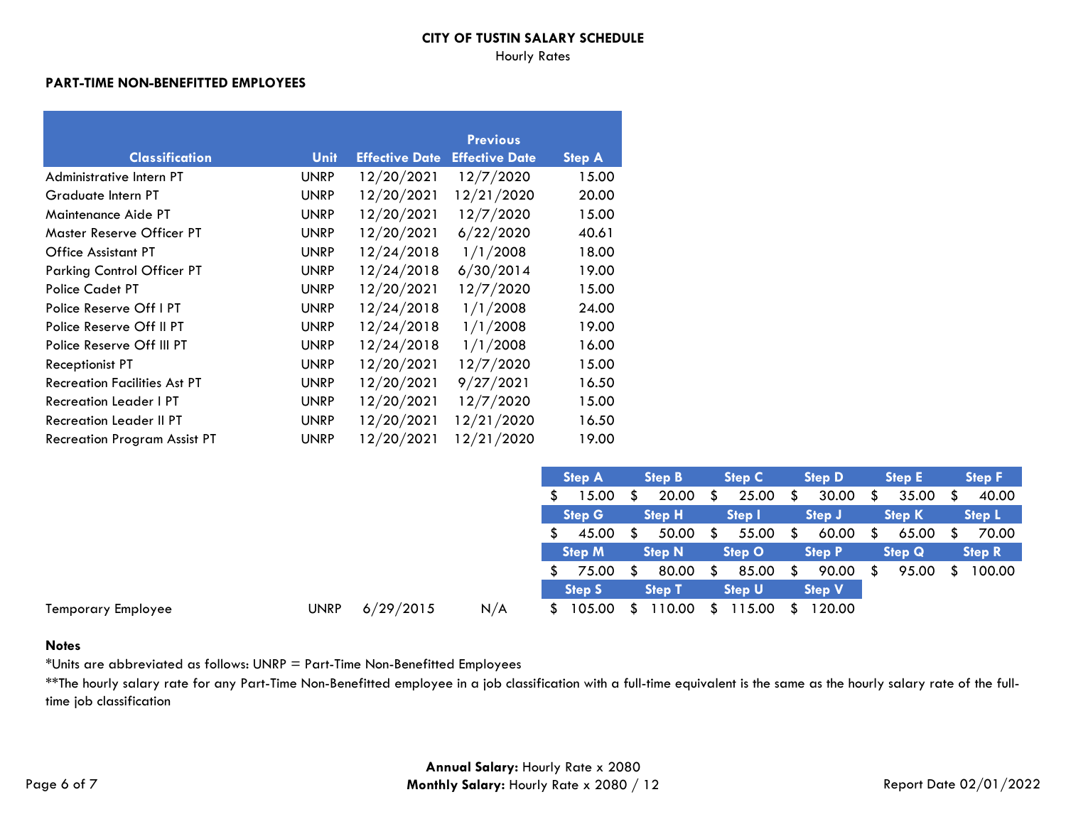**CITY OF TUSTIN SALARY SCHEDULE**

Hourly Rates

## PART-TIME NON-BENEFITTED EMPLOYEES

| Classification | Unit | Effective Date | Previous Effective Date | Step A |
|---|---|---|---|---|
| Administrative Intern PT | UNRP | 12/20/2021 | 12/7/2020 | 15.00 |
| Graduate Intern PT | UNRP | 12/20/2021 | 12/21/2020 | 20.00 |
| Maintenance Aide PT | UNRP | 12/20/2021 | 12/7/2020 | 15.00 |
| Master Reserve Officer PT | UNRP | 12/20/2021 | 6/22/2020 | 40.61 |
| Office Assistant PT | UNRP | 12/24/2018 | 1/1/2008 | 18.00 |
| Parking Control Officer PT | UNRP | 12/24/2018 | 6/30/2014 | 19.00 |
| Police Cadet PT | UNRP | 12/20/2021 | 12/7/2020 | 15.00 |
| Police Reserve Off I PT | UNRP | 12/24/2018 | 1/1/2008 | 24.00 |
| Police Reserve Off II PT | UNRP | 12/24/2018 | 1/1/2008 | 19.00 |
| Police Reserve Off III PT | UNRP | 12/24/2018 | 1/1/2008 | 16.00 |
| Receptionist PT | UNRP | 12/20/2021 | 12/7/2020 | 15.00 |
| Recreation Facilities Ast PT | UNRP | 12/20/2021 | 9/27/2021 | 16.50 |
| Recreation Leader I PT | UNRP | 12/20/2021 | 12/7/2020 | 15.00 |
| Recreation Leader II PT | UNRP | 12/20/2021 | 12/21/2020 | 16.50 |
| Recreation Program Assist PT | UNRP | 12/20/2021 | 12/21/2020 | 19.00 |

Temporary Employee — Unit: UNRP — Effective Date: 6/29/2015 — Previous Effective Date: N/A

| Step A | Step B | Step C | Step D | Step E | Step F |
|---|---|---|---|---|---|
| $ 15.00 | $ 20.00 | $ 25.00 | $ 30.00 | $ 35.00 | $ 40.00 |
| **Step G** | **Step H** | **Step I** | **Step J** | **Step K** | **Step L** |
| $ 45.00 | $ 50.00 | $ 55.00 | $ 60.00 | $ 65.00 | $ 70.00 |
| **Step M** | **Step N** | **Step O** | **Step P** | **Step Q** | **Step R** |
| $ 75.00 | $ 80.00 | $ 85.00 | $ 90.00 | $ 95.00 | $ 100.00 |
| **Step S** | **Step T** | **Step U** | **Step V** | | |
| $ 105.00 | $ 110.00 | $ 115.00 | $ 120.00 | | |

**Notes**

*Units are abbreviated as follows: UNRP = Part-Time Non-Benefitted Employees

**The hourly salary rate for any Part-Time Non-Benefitted employee in a job classification with a full-time equivalent is the same as the hourly salary rate of the full-time job classification

**Annual Salary:** Hourly Rate x 2080

**Monthly Salary:** Hourly Rate x 2080 / 12

Report Date 02/01/2022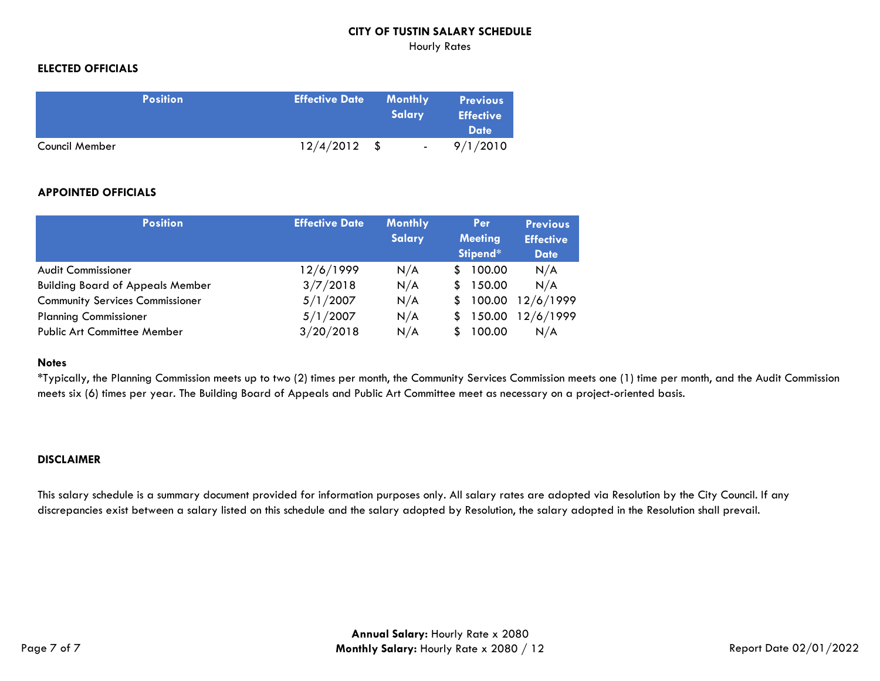# CITY OF TUSTIN SALARY SCHEDULE

Hourly Rates

## ELECTED OFFICIALS

| Position | Effective Date | Monthly Salary | Previous Effective Date |
|---|---|---|---|
| Council Member | 12/4/2012 | $ - | 9/1/2010 |

## APPOINTED OFFICIALS

| Position | Effective Date | Monthly Salary | Per Meeting Stipend* | Previous Effective Date |
|---|---|---|---|---|
| Audit Commissioner | 12/6/1999 | N/A | $ 100.00 | N/A |
| Building Board of Appeals Member | 3/7/2018 | N/A | $ 150.00 | N/A |
| Community Services Commissioner | 5/1/2007 | N/A | $ 100.00 | 12/6/1999 |
| Planning Commissioner | 5/1/2007 | N/A | $ 150.00 | 12/6/1999 |
| Public Art Committee Member | 3/20/2018 | N/A | $ 100.00 | N/A |

**Notes**

*Typically, the Planning Commission meets up to two (2) times per month, the Community Services Commission meets one (1) time per month, and the Audit Commission meets six (6) times per year. The Building Board of Appeals and Public Art Committee meet as necessary on a project-oriented basis.

## DISCLAIMER

This salary schedule is a summary document provided for information purposes only. All salary rates are adopted via Resolution by the City Council. If any discrepancies exist between a salary listed on this schedule and the salary adopted by Resolution, the salary adopted in the Resolution shall prevail.

**Annual Salary:** Hourly Rate x 2080
**Monthly Salary:** Hourly Rate x 2080 / 12

Report Date 02/01/2022